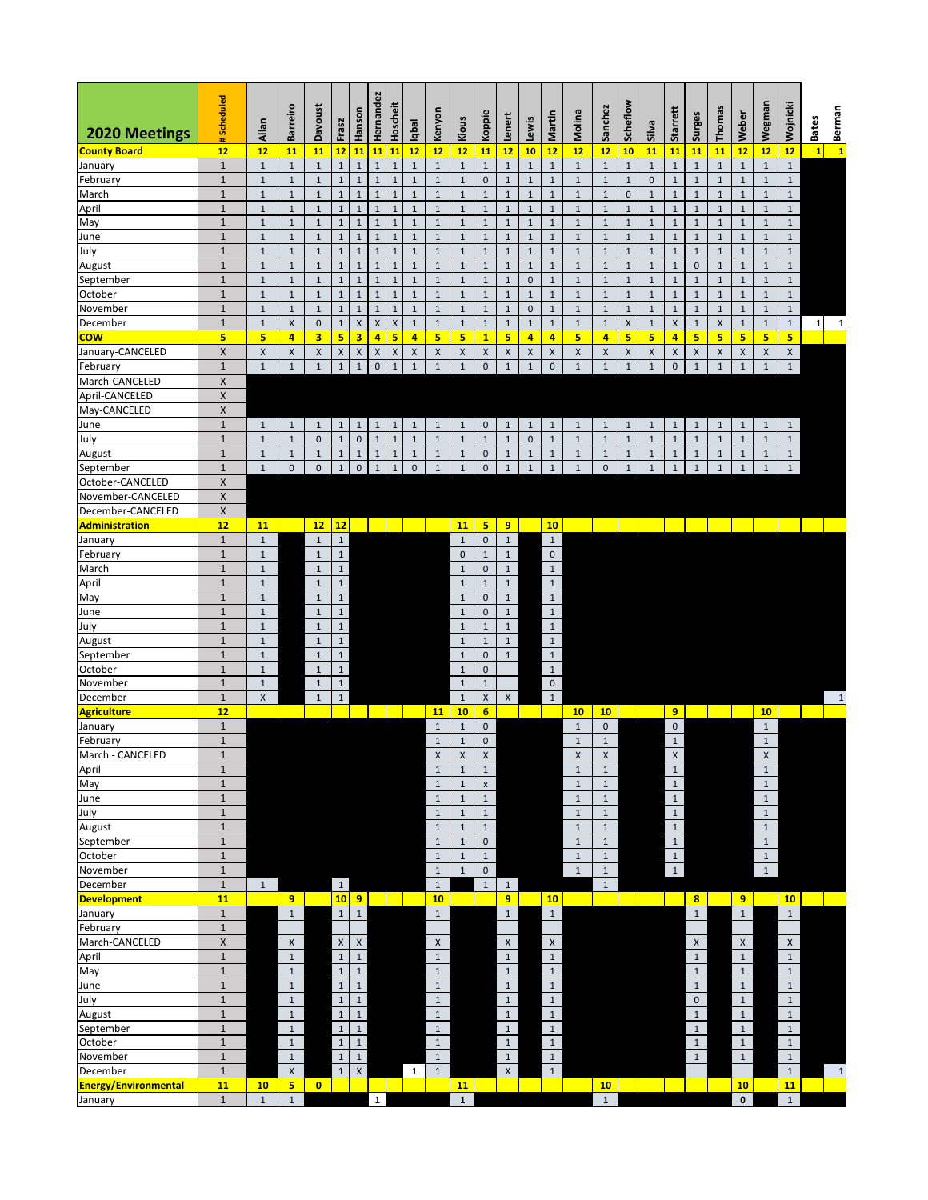| 2020 Meetings | # Scheduled | Allan | Barreiro | Davoust | Frasz | Hanson | Hernandez | Hoscheit | Iqbal | Kenyon | Klous | Koppie | Lenert | Lewis | Martin | Molina | Sanchez | Scheflow | Silva | Starrett | Surges | Thomas | Weber | Wegman | Wojnicki | Bates | Berman |
|---|---|---|---|---|---|---|---|---|---|---|---|---|---|---|---|---|---|---|---|---|---|---|---|---|---|---|---|
| **County Board** | **12** | **12** | **11** | **11** | **12** | **11** | **11** | **11** | **12** | **12** | **12** | **11** | **12** | **10** | **12** | **12** | **12** | **10** | **11** | **11** | **11** | **11** | **12** | **12** | **12** | **1** | **1** |
| January | 1 | 1 | 1 | 1 | 1 | 1 | 1 | 1 | 1 | 1 | 1 | 1 | 1 | 1 | 1 | 1 | 1 | 1 | 1 | 1 | 1 | 1 | 1 | 1 | 1 | | |
| February | 1 | 1 | 1 | 1 | 1 | 1 | 1 | 1 | 1 | 1 | 1 | 0 | 1 | 1 | 1 | 1 | 1 | 1 | 0 | 1 | 1 | 1 | 1 | 1 | 1 | | |
| March | 1 | 1 | 1 | 1 | 1 | 1 | 1 | 1 | 1 | 1 | 1 | 1 | 1 | 1 | 1 | 1 | 1 | 0 | 1 | 1 | 1 | 1 | 1 | 1 | 1 | | |
| April | 1 | 1 | 1 | 1 | 1 | 1 | 1 | 1 | 1 | 1 | 1 | 1 | 1 | 1 | 1 | 1 | 1 | 1 | 1 | 1 | 1 | 1 | 1 | 1 | 1 | | |
| May | 1 | 1 | 1 | 1 | 1 | 1 | 1 | 1 | 1 | 1 | 1 | 1 | 1 | 1 | 1 | 1 | 1 | 1 | 1 | 1 | 1 | 1 | 1 | 1 | 1 | | |
| June | 1 | 1 | 1 | 1 | 1 | 1 | 1 | 1 | 1 | 1 | 1 | 1 | 1 | 1 | 1 | 1 | 1 | 1 | 1 | 1 | 1 | 1 | 1 | 1 | 1 | | |
| July | 1 | 1 | 1 | 1 | 1 | 1 | 1 | 1 | 1 | 1 | 1 | 1 | 1 | 1 | 1 | 1 | 1 | 1 | 1 | 1 | 1 | 1 | 1 | 1 | 1 | | |
| August | 1 | 1 | 1 | 1 | 1 | 1 | 1 | 1 | 1 | 1 | 1 | 1 | 1 | 1 | 1 | 1 | 1 | 1 | 1 | 1 | 0 | 1 | 1 | 1 | 1 | | |
| September | 1 | 1 | 1 | 1 | 1 | 1 | 1 | 1 | 1 | 1 | 1 | 1 | 1 | 0 | 1 | 1 | 1 | 1 | 1 | 1 | 1 | 1 | 1 | 1 | 1 | | |
| October | 1 | 1 | 1 | 1 | 1 | 1 | 1 | 1 | 1 | 1 | 1 | 1 | 1 | 1 | 1 | 1 | 1 | 1 | 1 | 1 | 1 | 1 | 1 | 1 | 1 | | |
| November | 1 | 1 | 1 | 1 | 1 | 1 | 1 | 1 | 1 | 1 | 1 | 1 | 1 | 0 | 1 | 1 | 1 | 1 | 1 | 1 | 1 | 1 | 1 | 1 | 1 | | |
| December | 1 | 1 | X | 1 | 1 | X | 1 | 1 | 1 | 1 | 1 | 1 | 1 | 1 | 1 | 1 | 1 | X | 1 | X | 1 | X | 1 | 1 | 1 | 1 | 1 |
| **COW** | **5** | **5** | **4** | **3** | **5** | **3** | **4** | **5** | **4** | **5** | **5** | **1** | **5** | **4** | **4** | **5** | **4** | **5** | **5** | **4** | **5** | **5** | **5** | **5** | **5** | | |
| January-CANCELED | X | X | X | X | X | X | X | X | X | X | X | X | X | X | X | X | X | X | X | X | X | X | X | X | X | | |
| February | 1 | 1 | 1 | 1 | 1 | 1 | 0 | 1 | 1 | 1 | 1 | 0 | 1 | 1 | 0 | 1 | 1 | 1 | 1 | 0 | 1 | 1 | 1 | 1 | 1 | | |
| March-CANCELED | X | | | | | | | | | | | | | | | | | | | | | | | | | | |
| April-CANCELED | X | | | | | | | | | | | | | | | | | | | | | | | | | | |
| May-CANCELED | X | | | | | | | | | | | | | | | | | | | | | | | | | | |
| June | 1 | 1 | 1 | 1 | 1 | 1 | 1 | 1 | 1 | 1 | 1 | 0 | 1 | 1 | 1 | 1 | 1 | 1 | 1 | 1 | 1 | 1 | 1 | 1 | 1 | | |
| July | 1 | 1 | 1 | 0 | 1 | 0 | 1 | 1 | 1 | 1 | 1 | 1 | 1 | 0 | 1 | 1 | 1 | 1 | 1 | 1 | 1 | 1 | 1 | 1 | 1 | | |
| August | 1 | 1 | 1 | 1 | 1 | 1 | 1 | 1 | 1 | 1 | 1 | 0 | 1 | 1 | 1 | 1 | 1 | 1 | 1 | 1 | 1 | 1 | 1 | 1 | 1 | | |
| September | 1 | 1 | 0 | 0 | 1 | 0 | 1 | 1 | 0 | 1 | 1 | 0 | 1 | 1 | 1 | 1 | 0 | 1 | 1 | 1 | 1 | 1 | 1 | 1 | 1 | | |
| October-CANCELED | X | | | | | | | | | | | | | | | | | | | | | | | | | | |
| November-CANCELED | X | | | | | | | | | | | | | | | | | | | | | | | | | | |
| December-CANCELED | X | | | | | | | | | | | | | | | | | | | | | | | | | | |
| **Administration** | **12** | **11** | | **12** | **12** | | | | | | **11** | **5** | **9** | | **10** | | | | | | | | | | | | |
| January | 1 | 1 | | 1 | 1 | | | | | | 1 | 0 | 1 | | 1 | | | | | | | | | | | | |
| February | 1 | 1 | | 1 | 1 | | | | | | 0 | 1 | 1 | | 0 | | | | | | | | | | | | |
| March | 1 | 1 | | 1 | 1 | | | | | | 1 | 0 | 1 | | 1 | | | | | | | | | | | | |
| April | 1 | 1 | | 1 | 1 | | | | | | 1 | 1 | 1 | | 1 | | | | | | | | | | | | |
| May | 1 | 1 | | 1 | 1 | | | | | | 1 | 0 | 1 | | 1 | | | | | | | | | | | | |
| June | 1 | 1 | | 1 | 1 | | | | | | 1 | 0 | 1 | | 1 | | | | | | | | | | | | |
| July | 1 | 1 | | 1 | 1 | | | | | | 1 | 1 | 1 | | 1 | | | | | | | | | | | | |
| August | 1 | 1 | | 1 | 1 | | | | | | 1 | 1 | 1 | | 1 | | | | | | | | | | | | |
| September | 1 | 1 | | 1 | 1 | | | | | | 1 | 0 | 1 | | 1 | | | | | | | | | | | | |
| October | 1 | 1 | | 1 | 1 | | | | | | 1 | 0 | | | 1 | | | | | | | | | | | | |
| November | 1 | 1 | | 1 | 1 | | | | | | 1 | 1 | | | 0 | | | | | | | | | | | | |
| December | 1 | X | | 1 | 1 | | | | | | 1 | X | X | | 1 | | | | | | | | | | | | 1 |
| **Agriculture** | **12** | | | | | | | | | **11** | **10** | **6** | | | | **10** | **10** | | | **9** | | | | **10** | | | |
| January | 1 | | | | | | | | | 1 | 1 | 0 | | | | 1 | 0 | | | 0 | | | | 1 | | | |
| February | 1 | | | | | | | | | 1 | 1 | 0 | | | | 1 | 1 | | | 1 | | | | 1 | | | |
| March - CANCELED | 1 | | | | | | | | | X | X | X | | | | X | X | | | X | | | | X | | | |
| April | 1 | | | | | | | | | 1 | 1 | 1 | | | | 1 | 1 | | | 1 | | | | 1 | | | |
| May | 1 | | | | | | | | | 1 | 1 | x | | | | 1 | 1 | | | 1 | | | | 1 | | | |
| June | 1 | | | | | | | | | 1 | 1 | 1 | | | | 1 | 1 | | | 1 | | | | 1 | | | |
| July | 1 | | | | | | | | | 1 | 1 | 1 | | | | 1 | 1 | | | 1 | | | | 1 | | | |
| August | 1 | | | | | | | | | 1 | 1 | 1 | | | | 1 | 1 | | | 1 | | | | 1 | | | |
| September | 1 | | | | | | | | | 1 | 1 | 0 | | | | 1 | 1 | | | 1 | | | | 1 | | | |
| October | 1 | | | | | | | | | 1 | 1 | 1 | | | | 1 | 1 | | | 1 | | | | 1 | | | |
| November | 1 | | | | | | | | | 1 | 1 | 0 | | | | 1 | 1 | | | 1 | | | | 1 | | | |
| December | 1 | 1 | | | 1 | | | | | 1 | | 1 | 1 | | | | 1 | | | | | | | | | | |
| **Development** | **11** | | **9** | | **10** | **9** | | | | **10** | | | **9** | | **10** | | | | | | **8** | | **9** | | **10** | | |
| January | 1 | | 1 | | 1 | 1 | | | | 1 | | | 1 | | 1 | | | | | | 1 | | 1 | | 1 | | |
| February | 1 | | | | | | | | | | | | | | | | | | | | | | | | | | |
| March-CANCELED | X | | X | | X | X | | | | X | | | X | | X | | | | | | X | | X | | X | | |
| April | 1 | | 1 | | 1 | 1 | | | | 1 | | | 1 | | 1 | | | | | | 1 | | 1 | | 1 | | |
| May | 1 | | 1 | | 1 | 1 | | | | 1 | | | 1 | | 1 | | | | | | 1 | | 1 | | 1 | | |
| June | 1 | | 1 | | 1 | 1 | | | | 1 | | | 1 | | 1 | | | | | | 1 | | 1 | | 1 | | |
| July | 1 | | 1 | | 1 | 1 | | | | 1 | | | 1 | | 1 | | | | | | 0 | | 1 | | 1 | | |
| August | 1 | | 1 | | 1 | 1 | | | | 1 | | | 1 | | 1 | | | | | | 1 | | 1 | | 1 | | |
| September | 1 | | 1 | | 1 | 1 | | | | 1 | | | 1 | | 1 | | | | | | 1 | | 1 | | 1 | | |
| October | 1 | | 1 | | 1 | 1 | | | | 1 | | | 1 | | 1 | | | | | | 1 | | 1 | | 1 | | |
| November | 1 | | 1 | | 1 | 1 | | | | 1 | | | 1 | | 1 | | | | | | 1 | | 1 | | 1 | | |
| December | 1 | | X | | 1 | X | | | 1 | 1 | | | X | | 1 | | | | | | | | | | 1 | | 1 |
| **Energy/Environmental** | **11** | **10** | **5** | **0** | | | | | | **11** | | | | | | | **10** | | | | | | **10** | | **11** | | |
| January | 1 | 1 | 1 | | | | 1 | | | 1 | | | | | | | 1 | | | | | | 0 | | 1 | | |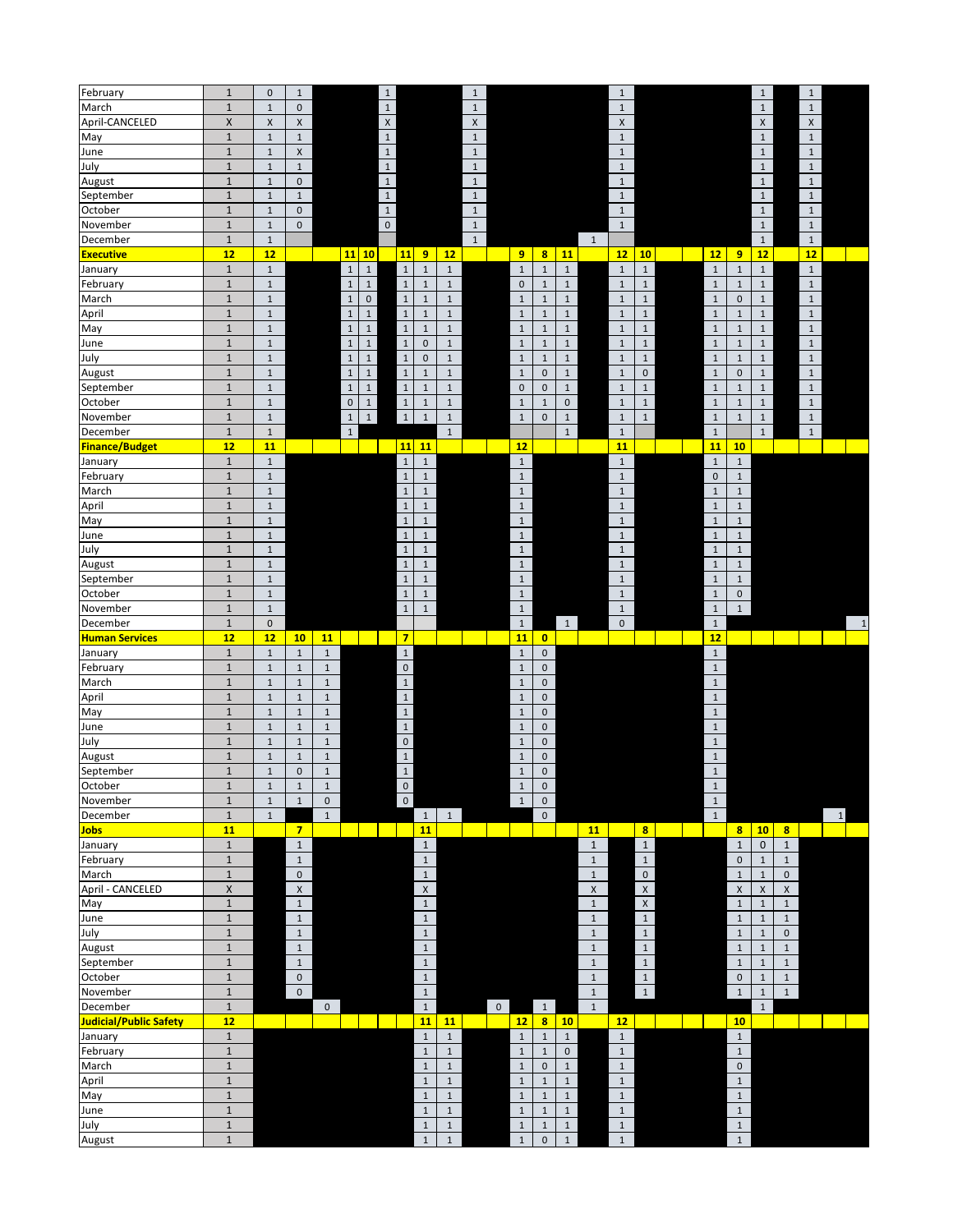| | | | | | | | | | | | | | | | | | | | | | | | | | | | |
|---|---|---|---|---|---|---|---|---|---|---|---|---|---|---|---|---|---|---|---|---|---|---|---|---|---|---|---|
| February | 1 | 0 | 1 | | | | 1 | | | | 1 | | | | | | 1 | | | | | | 1 | | 1 | | |
| March | 1 | 1 | 0 | | | | 1 | | | | 1 | | | | | | 1 | | | | | | 1 | | 1 | | |
| April-CANCELED | X | X | X | | | | X | | | | X | | | | | | X | | | | | | X | | X | | |
| May | 1 | 1 | 1 | | | | 1 | | | | 1 | | | | | | 1 | | | | | | 1 | | 1 | | |
| June | 1 | 1 | X | | | | 1 | | | | 1 | | | | | | 1 | | | | | | 1 | | 1 | | |
| July | 1 | 1 | 1 | | | | 1 | | | | 1 | | | | | | 1 | | | | | | 1 | | 1 | | |
| August | 1 | 1 | 0 | | | | 1 | | | | 1 | | | | | | 1 | | | | | | 1 | | 1 | | |
| September | 1 | 1 | 1 | | | | 1 | | | | 1 | | | | | | 1 | | | | | | 1 | | 1 | | |
| October | 1 | 1 | 0 | | | | 1 | | | | 1 | | | | | | 1 | | | | | | 1 | | 1 | | |
| November | 1 | 1 | 0 | | | | 0 | | | | 1 | | | | | | 1 | | | | | | 1 | | 1 | | |
| December | 1 | 1 | | | | | | | | | 1 | | | | | 1 | | | | | | | 1 | | 1 | | |
| **Executive** | **12** | **12** | | | **11** | **10** | | **11** | **9** | **12** | | | **9** | **8** | **11** | | **12** | **10** | | | **12** | **9** | **12** | | **12** | | |
| January | 1 | 1 | | | 1 | 1 | | 1 | 1 | 1 | | | 1 | 1 | 1 | | 1 | 1 | | | 1 | 1 | 1 | | 1 | | |
| February | 1 | 1 | | | 1 | 1 | | 1 | 1 | 1 | | | 0 | 1 | 1 | | 1 | 1 | | | 1 | 1 | 1 | | 1 | | |
| March | 1 | 1 | | | 1 | 0 | | 1 | 1 | 1 | | | 1 | 1 | 1 | | 1 | 1 | | | 1 | 0 | 1 | | 1 | | |
| April | 1 | 1 | | | 1 | 1 | | 1 | 1 | 1 | | | 1 | 1 | 1 | | 1 | 1 | | | 1 | 1 | 1 | | 1 | | |
| May | 1 | 1 | | | 1 | 1 | | 1 | 1 | 1 | | | 1 | 1 | 1 | | 1 | 1 | | | 1 | 1 | 1 | | 1 | | |
| June | 1 | 1 | | | 1 | 1 | | 1 | 0 | 1 | | | 1 | 1 | 1 | | 1 | 1 | | | 1 | 1 | 1 | | 1 | | |
| July | 1 | 1 | | | 1 | 1 | | 1 | 0 | 1 | | | 1 | 1 | 1 | | 1 | 1 | | | 1 | 1 | 1 | | 1 | | |
| August | 1 | 1 | | | 1 | 1 | | 1 | 1 | 1 | | | 1 | 0 | 1 | | 1 | 0 | | | 1 | 0 | 1 | | 1 | | |
| September | 1 | 1 | | | 1 | 1 | | 1 | 1 | 1 | | | 0 | 0 | 1 | | 1 | 1 | | | 1 | 1 | 1 | | 1 | | |
| October | 1 | 1 | | | 0 | 1 | | 1 | 1 | 1 | | | 1 | 1 | 0 | | 1 | 1 | | | 1 | 1 | 1 | | 1 | | |
| November | 1 | 1 | | | 1 | 1 | | 1 | 1 | 1 | | | 1 | 0 | 1 | | 1 | 1 | | | 1 | 1 | 1 | | 1 | | |
| December | 1 | 1 | | | 1 | | | | | 1 | | | | | 1 | | 1 | | | | 1 | | 1 | | 1 | | |
| **Finance/Budget** | **12** | **11** | | | | | | **11** | **11** | | | | **12** | | | | **11** | | | | **11** | **10** | | | | | |
| January | 1 | 1 | | | | | | 1 | 1 | | | | 1 | | | | 1 | | | | 1 | 1 | | | | | |
| February | 1 | 1 | | | | | | 1 | 1 | | | | 1 | | | | 1 | | | | 0 | 1 | | | | | |
| March | 1 | 1 | | | | | | 1 | 1 | | | | 1 | | | | 1 | | | | 1 | 1 | | | | | |
| April | 1 | 1 | | | | | | 1 | 1 | | | | 1 | | | | 1 | | | | 1 | 1 | | | | | |
| May | 1 | 1 | | | | | | 1 | 1 | | | | 1 | | | | 1 | | | | 1 | 1 | | | | | |
| June | 1 | 1 | | | | | | 1 | 1 | | | | 1 | | | | 1 | | | | 1 | 1 | | | | | |
| July | 1 | 1 | | | | | | 1 | 1 | | | | 1 | | | | 1 | | | | 1 | 1 | | | | | |
| August | 1 | 1 | | | | | | 1 | 1 | | | | 1 | | | | 1 | | | | 1 | 1 | | | | | |
| September | 1 | 1 | | | | | | 1 | 1 | | | | 1 | | | | 1 | | | | 1 | 1 | | | | | |
| October | 1 | 1 | | | | | | 1 | 1 | | | | 1 | | | | 1 | | | | 1 | 0 | | | | | |
| November | 1 | 1 | | | | | | 1 | 1 | | | | 1 | | | | 1 | | | | 1 | 1 | | | | | |
| December | 1 | 0 | | | | | | | | | | | 1 | | 1 | | 0 | | | | 1 | | | | | | 1 |
| **Human Services** | **12** | **12** | **10** | **11** | | | | **7** | | | | | **11** | **0** | | | | | | | **12** | | | | | | |
| January | 1 | 1 | 1 | 1 | | | | 1 | | | | | 1 | 0 | | | | | | | 1 | | | | | | |
| February | 1 | 1 | 1 | 1 | | | | 0 | | | | | 1 | 0 | | | | | | | 1 | | | | | | |
| March | 1 | 1 | 1 | 1 | | | | 1 | | | | | 1 | 0 | | | | | | | 1 | | | | | | |
| April | 1 | 1 | 1 | 1 | | | | 1 | | | | | 1 | 0 | | | | | | | 1 | | | | | | |
| May | 1 | 1 | 1 | 1 | | | | 1 | | | | | 1 | 0 | | | | | | | 1 | | | | | | |
| June | 1 | 1 | 1 | 1 | | | | 1 | | | | | 1 | 0 | | | | | | | 1 | | | | | | |
| July | 1 | 1 | 1 | 1 | | | | 0 | | | | | 1 | 0 | | | | | | | 1 | | | | | | |
| August | 1 | 1 | 1 | 1 | | | | 1 | | | | | 1 | 0 | | | | | | | 1 | | | | | | |
| September | 1 | 1 | 0 | 1 | | | | 1 | | | | | 1 | 0 | | | | | | | 1 | | | | | | |
| October | 1 | 1 | 1 | 1 | | | | 0 | | | | | 1 | 0 | | | | | | | 1 | | | | | | |
| November | 1 | 1 | 1 | 0 | | | | 0 | | | | | 1 | 0 | | | | | | | 1 | | | | | | |
| December | 1 | 1 | | 1 | | | | | 1 | 1 | | | | 0 | | | | | | | 1 | | | | | 1 | |
| **Jobs** | **11** | | **7** | | | | | | **11** | | | | | | | **11** | | **8** | | | | **8** | **10** | **8** | | | |
| January | 1 | | 1 | | | | | | 1 | | | | | | | 1 | | 1 | | | | 1 | 0 | 1 | | | |
| February | 1 | | 1 | | | | | | 1 | | | | | | | 1 | | 1 | | | | 0 | 1 | 1 | | | |
| March | 1 | | 0 | | | | | | 1 | | | | | | | 1 | | 0 | | | | 1 | 1 | 0 | | | |
| April - CANCELED | X | | X | | | | | | X | | | | | | | X | | X | | | | X | X | X | | | |
| May | 1 | | 1 | | | | | | 1 | | | | | | | 1 | | X | | | | 1 | 1 | 1 | | | |
| June | 1 | | 1 | | | | | | 1 | | | | | | | 1 | | 1 | | | | 1 | 1 | 1 | | | |
| July | 1 | | 1 | | | | | | 1 | | | | | | | 1 | | 1 | | | | 1 | 1 | 0 | | | |
| August | 1 | | 1 | | | | | | 1 | | | | | | | 1 | | 1 | | | | 1 | 1 | 1 | | | |
| September | 1 | | 1 | | | | | | 1 | | | | | | | 1 | | 1 | | | | 1 | 1 | 1 | | | |
| October | 1 | | 0 | | | | | | 1 | | | | | | | 1 | | 1 | | | | 0 | 1 | 1 | | | |
| November | 1 | | 0 | | | | | | 1 | | | | | | | 1 | | 1 | | | | 1 | 1 | 1 | | | |
| December | 1 | | | 0 | | | | | 1 | | | 0 | | 1 | | 1 | | | | | | | 1 | | | | |
| **Judicial/Public Safety** | **12** | | | | | | | | **11** | **11** | | | **12** | **8** | **10** | | **12** | | | | | **10** | | | | | |
| January | 1 | | | | | | | | 1 | 1 | | | 1 | 1 | 1 | | 1 | | | | | 1 | | | | | |
| February | 1 | | | | | | | | 1 | 1 | | | 1 | 1 | 0 | | 1 | | | | | 1 | | | | | |
| March | 1 | | | | | | | | 1 | 1 | | | 1 | 0 | 1 | | 1 | | | | | 0 | | | | | |
| April | 1 | | | | | | | | 1 | 1 | | | 1 | 1 | 1 | | 1 | | | | | 1 | | | | | |
| May | 1 | | | | | | | | 1 | 1 | | | 1 | 1 | 1 | | 1 | | | | | 1 | | | | | |
| June | 1 | | | | | | | | 1 | 1 | | | 1 | 1 | 1 | | 1 | | | | | 1 | | | | | |
| July | 1 | | | | | | | | 1 | 1 | | | 1 | 1 | 1 | | 1 | | | | | 1 | | | | | |
| August | 1 | | | | | | | | 1 | 1 | | | 1 | 0 | 1 | | 1 | | | | | 1 | | | | | |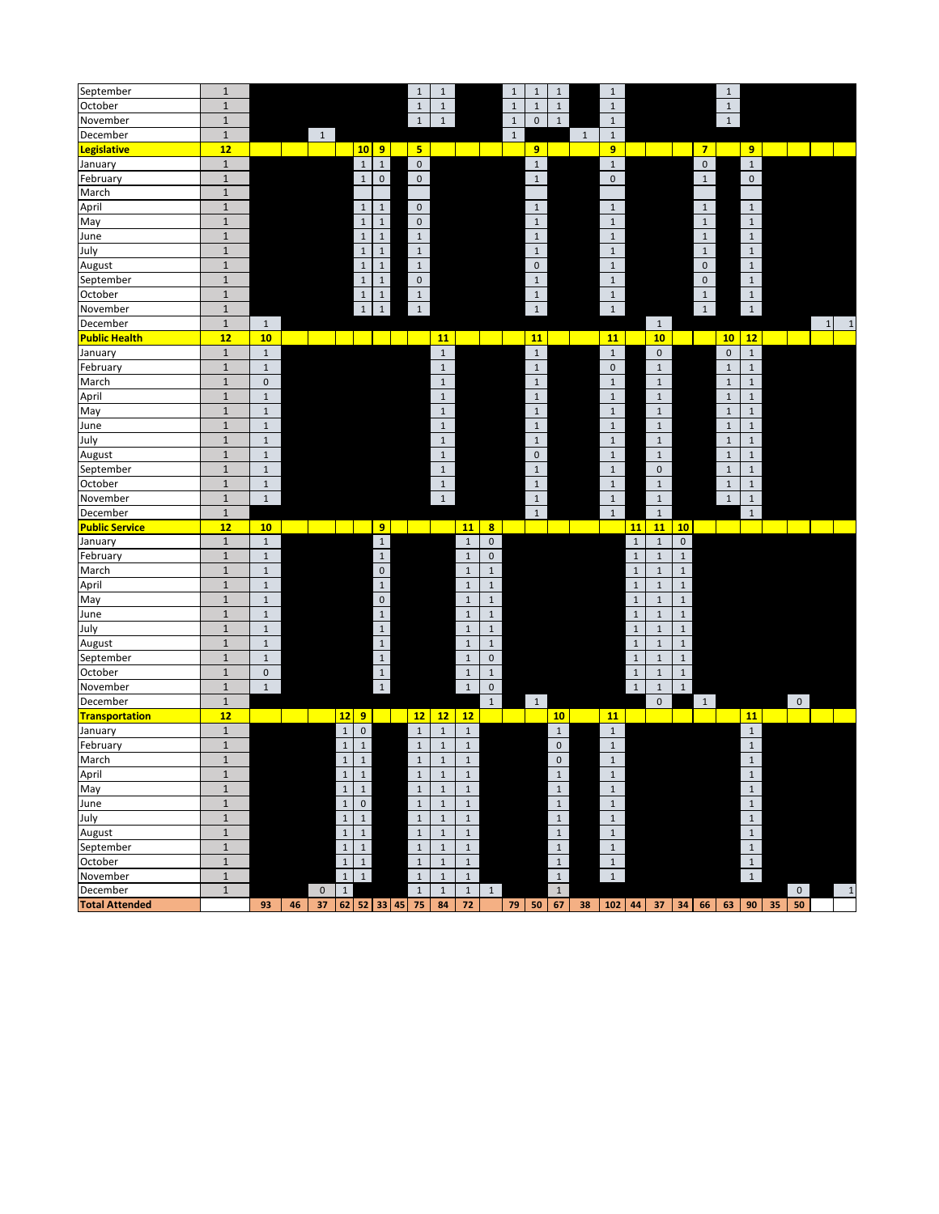| | | | | | | | | | | | | | | | | | | | | | | | | | | | |
|---|---|---|---|---|---|---|---|---|---|---|---|---|---|---|---|---|---|---|---|---|---|---|---|---|---|---|---|
| September | 1 | | | | | | | | 1 | 1 | | | 1 | 1 | 1 | | 1 | | | | | 1 | | | | | |
| October | 1 | | | | | | | | 1 | 1 | | | 1 | 1 | 1 | | 1 | | | | | 1 | | | | | |
| November | 1 | | | | | | | | 1 | 1 | | | 1 | 0 | 1 | | 1 | | | | | 1 | | | | | |
| December | 1 | | | 1 | | | | | | | | | 1 | | | 1 | 1 | | | | | | | | | | |
| **Legislative** | **12** | | | | | **10** | **9** | | **5** | | | | | **9** | | | **9** | | | | **7** | | **9** | | | | |
| January | 1 | | | | | 1 | 1 | | 0 | | | | | 1 | | | 1 | | | | 0 | | 1 | | | | |
| February | 1 | | | | | 1 | 0 | | 0 | | | | | 1 | | | 0 | | | | 1 | | 0 | | | | |
| March | 1 | | | | | | | | | | | | | | | | | | | | | | | | | | |
| April | 1 | | | | | 1 | 1 | | 0 | | | | | 1 | | | 1 | | | | 1 | | 1 | | | | |
| May | 1 | | | | | 1 | 1 | | 0 | | | | | 1 | | | 1 | | | | 1 | | 1 | | | | |
| June | 1 | | | | | 1 | 1 | | 1 | | | | | 1 | | | 1 | | | | 1 | | 1 | | | | |
| July | 1 | | | | | 1 | 1 | | 1 | | | | | 1 | | | 1 | | | | 1 | | 1 | | | | |
| August | 1 | | | | | 1 | 1 | | 1 | | | | | 0 | | | 1 | | | | 0 | | 1 | | | | |
| September | 1 | | | | | 1 | 1 | | 0 | | | | | 1 | | | 1 | | | | 0 | | 1 | | | | |
| October | 1 | | | | | 1 | 1 | | 1 | | | | | 1 | | | 1 | | | | 1 | | 1 | | | | |
| November | 1 | | | | | 1 | 1 | | 1 | | | | | 1 | | | 1 | | | | 1 | | 1 | | | | |
| December | 1 | 1 | | | | | | | | | | | | | | | | | 1 | | | | | | | 1 | 1 |
| **Public Health** | **12** | **10** | | | | | | | | **11** | | | | **11** | | | **11** | | **10** | | | **10** | **12** | | | | |
| January | 1 | 1 | | | | | | | | 1 | | | | 1 | | | 1 | | 0 | | | 0 | 1 | | | | |
| February | 1 | 1 | | | | | | | | 1 | | | | 1 | | | 0 | | 1 | | | 1 | 1 | | | | |
| March | 1 | 0 | | | | | | | | 1 | | | | 1 | | | 1 | | 1 | | | 1 | 1 | | | | |
| April | 1 | 1 | | | | | | | | 1 | | | | 1 | | | 1 | | 1 | | | 1 | 1 | | | | |
| May | 1 | 1 | | | | | | | | 1 | | | | 1 | | | 1 | | 1 | | | 1 | 1 | | | | |
| June | 1 | 1 | | | | | | | | 1 | | | | 1 | | | 1 | | 1 | | | 1 | 1 | | | | |
| July | 1 | 1 | | | | | | | | 1 | | | | 1 | | | 1 | | 1 | | | 1 | 1 | | | | |
| August | 1 | 1 | | | | | | | | 1 | | | | 0 | | | 1 | | 1 | | | 1 | 1 | | | | |
| September | 1 | 1 | | | | | | | | 1 | | | | 1 | | | 1 | | 0 | | | 1 | 1 | | | | |
| October | 1 | 1 | | | | | | | | 1 | | | | 1 | | | 1 | | 1 | | | 1 | 1 | | | | |
| November | 1 | 1 | | | | | | | | 1 | | | | 1 | | | 1 | | 1 | | | 1 | 1 | | | | |
| December | 1 | | | | | | | | | | | | | 1 | | | 1 | | 1 | | | | 1 | | | | |
| **Public Service** | **12** | **10** | | | | | **9** | | | | **11** | **8** | | | | | | **11** | **11** | **10** | | | | | | | |
| January | 1 | 1 | | | | | 1 | | | | 1 | 0 | | | | | | 1 | 1 | 0 | | | | | | | |
| February | 1 | 1 | | | | | 1 | | | | 1 | 0 | | | | | | 1 | 1 | 1 | | | | | | | |
| March | 1 | 1 | | | | | 0 | | | | 1 | 1 | | | | | | 1 | 1 | 1 | | | | | | | |
| April | 1 | 1 | | | | | 1 | | | | 1 | 1 | | | | | | 1 | 1 | 1 | | | | | | | |
| May | 1 | 1 | | | | | 0 | | | | 1 | 1 | | | | | | 1 | 1 | 1 | | | | | | | |
| June | 1 | 1 | | | | | 1 | | | | 1 | 1 | | | | | | 1 | 1 | 1 | | | | | | | |
| July | 1 | 1 | | | | | 1 | | | | 1 | 1 | | | | | | 1 | 1 | 1 | | | | | | | |
| August | 1 | 1 | | | | | 1 | | | | 1 | 1 | | | | | | 1 | 1 | 1 | | | | | | | |
| September | 1 | 1 | | | | | 1 | | | | 1 | 0 | | | | | | 1 | 1 | 1 | | | | | | | |
| October | 1 | 0 | | | | | 1 | | | | 1 | 1 | | | | | | 1 | 1 | 1 | | | | | | | |
| November | 1 | 1 | | | | | 1 | | | | 1 | 0 | | | | | | 1 | 1 | 1 | | | | | | | |
| December | 1 | | | | | | | | | | | 1 | | 1 | | | | | 0 | | 1 | | | | 0 | | |
| **Transportation** | **12** | | | | **12** | **9** | | | **12** | **12** | **12** | | | | **10** | | **11** | | | | | | **11** | | | | |
| January | 1 | | | | 1 | 0 | | | 1 | 1 | 1 | | | | 1 | | 1 | | | | | | 1 | | | | |
| February | 1 | | | | 1 | 1 | | | 1 | 1 | 1 | | | | 0 | | 1 | | | | | | 1 | | | | |
| March | 1 | | | | 1 | 1 | | | 1 | 1 | 1 | | | | 0 | | 1 | | | | | | 1 | | | | |
| April | 1 | | | | 1 | 1 | | | 1 | 1 | 1 | | | | 1 | | 1 | | | | | | 1 | | | | |
| May | 1 | | | | 1 | 1 | | | 1 | 1 | 1 | | | | 1 | | 1 | | | | | | 1 | | | | |
| June | 1 | | | | 1 | 0 | | | 1 | 1 | 1 | | | | 1 | | 1 | | | | | | 1 | | | | |
| July | 1 | | | | 1 | 1 | | | 1 | 1 | 1 | | | | 1 | | 1 | | | | | | 1 | | | | |
| August | 1 | | | | 1 | 1 | | | 1 | 1 | 1 | | | | 1 | | 1 | | | | | | 1 | | | | |
| September | 1 | | | | 1 | 1 | | | 1 | 1 | 1 | | | | 1 | | 1 | | | | | | 1 | | | | |
| October | 1 | | | | 1 | 1 | | | 1 | 1 | 1 | | | | 1 | | 1 | | | | | | 1 | | | | |
| November | 1 | | | | 1 | 1 | | | 1 | 1 | 1 | | | | 1 | | 1 | | | | | | 1 | | | | |
| December | 1 | | | 0 | 1 | | | | 1 | 1 | 1 | 1 | | | 1 | | | | | | | | | | 0 | | 1 |
| **Total Attended** | | **93** | **46** | **37** | **62** | **52** | **33** | **45** | **75** | **84** | **72** | | **79** | **50** | **67** | **38** | **102** | **44** | **37** | **34** | **66** | **63** | **90** | **35** | **50** | | |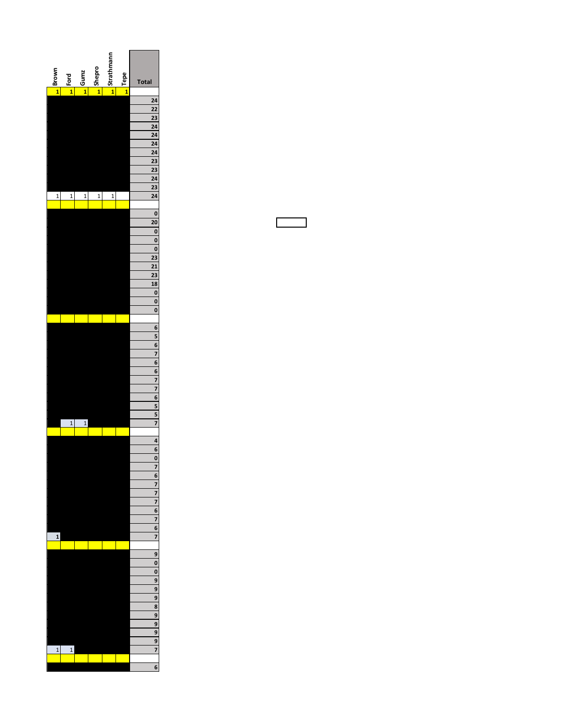| Brown | Ford | Gumz | Shepro | Strathmann | Tepe | Total |
|---|---|---|---|---|---|---|
| 1 | 1 | 1 | 1 | 1 | 1 | |
| | | | | | | 24 |
| | | | | | | 22 |
| | | | | | | 23 |
| | | | | | | 24 |
| | | | | | | 24 |
| | | | | | | 24 |
| | | | | | | 24 |
| | | | | | | 23 |
| | | | | | | 23 |
| | | | | | | 24 |
| | | | | | | 23 |
| 1 | 1 | 1 | 1 | 1 | | 24 |
| | | | | | | |
| | | | | | | 0 |
| | | | | | | 20 |
| | | | | | | 0 |
| | | | | | | 0 |
| | | | | | | 0 |
| | | | | | | 23 |
| | | | | | | 21 |
| | | | | | | 23 |
| | | | | | | 18 |
| | | | | | | 0 |
| | | | | | | 0 |
| | | | | | | 0 |
| | | | | | | |
| | | | | | | 6 |
| | | | | | | 5 |
| | | | | | | 6 |
| | | | | | | 7 |
| | | | | | | 6 |
| | | | | | | 6 |
| | | | | | | 7 |
| | | | | | | 7 |
| | | | | | | 6 |
| | | | | | | 5 |
| | | | | | | 5 |
| | 1 | 1 | | | | 7 |
| | | | | | | |
| | | | | | | 4 |
| | | | | | | 6 |
| | | | | | | 0 |
| | | | | | | 7 |
| | | | | | | 6 |
| | | | | | | 7 |
| | | | | | | 7 |
| | | | | | | 7 |
| | | | | | | 6 |
| | | | | | | 7 |
| | | | | | | 6 |
| 1 | | | | | | 7 |
| | | | | | | |
| | | | | | | 9 |
| | | | | | | 0 |
| | | | | | | 0 |
| | | | | | | 9 |
| | | | | | | 9 |
| | | | | | | 9 |
| | | | | | | 8 |
| | | | | | | 9 |
| | | | | | | 9 |
| | | | | | | 9 |
| | | | | | | 9 |
| 1 | 1 | | | | | 7 |
| | | | | | | |
| | | | | | | 6 |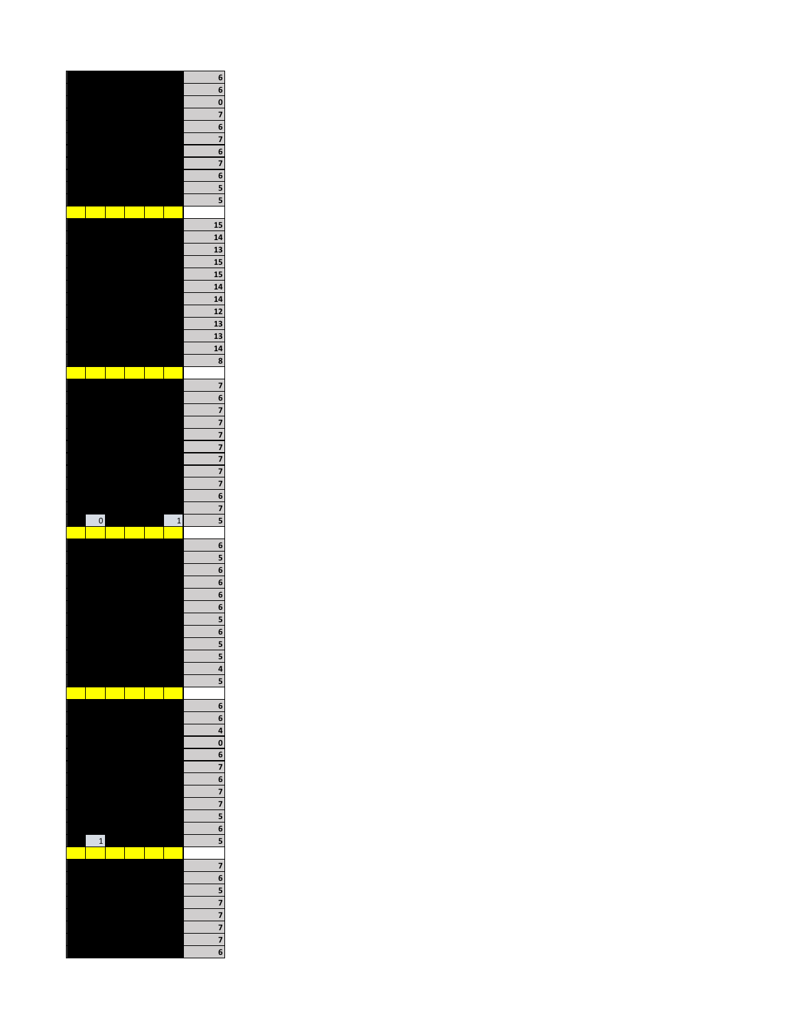| | | | | | | |
|---|---|---|---|---|---|---|
| | | | | | | 6 |
| | | | | | | 6 |
| | | | | | | 0 |
| | | | | | | 7 |
| | | | | | | 6 |
| | | | | | | 7 |
| | | | | | | 6 |
| | | | | | | 7 |
| | | | | | | 6 |
| | | | | | | 5 |
| | | | | | | 5 |
| | | | | | | |
| | | | | | | 15 |
| | | | | | | 14 |
| | | | | | | 13 |
| | | | | | | 15 |
| | | | | | | 15 |
| | | | | | | 14 |
| | | | | | | 14 |
| | | | | | | 12 |
| | | | | | | 13 |
| | | | | | | 13 |
| | | | | | | 14 |
| | | | | | | 8 |
| | | | | | | |
| | | | | | | 7 |
| | | | | | | 6 |
| | | | | | | 7 |
| | | | | | | 7 |
| | | | | | | 7 |
| | | | | | | 7 |
| | | | | | | 7 |
| | | | | | | 7 |
| | | | | | | 7 |
| | | | | | | 6 |
| | | | | | | 7 |
| | 0 | | | | 1 | 5 |
| | | | | | | |
| | | | | | | 6 |
| | | | | | | 5 |
| | | | | | | 6 |
| | | | | | | 6 |
| | | | | | | 6 |
| | | | | | | 6 |
| | | | | | | 5 |
| | | | | | | 6 |
| | | | | | | 5 |
| | | | | | | 5 |
| | | | | | | 4 |
| | | | | | | 5 |
| | | | | | | |
| | | | | | | 6 |
| | | | | | | 6 |
| | | | | | | 4 |
| | | | | | | 0 |
| | | | | | | 6 |
| | | | | | | 7 |
| | | | | | | 6 |
| | | | | | | 7 |
| | | | | | | 7 |
| | | | | | | 5 |
| | | | | | | 6 |
| | 1 | | | | | 5 |
| | | | | | | |
| | | | | | | 7 |
| | | | | | | 6 |
| | | | | | | 5 |
| | | | | | | 7 |
| | | | | | | 7 |
| | | | | | | 7 |
| | | | | | | 7 |
| | | | | | | 6 |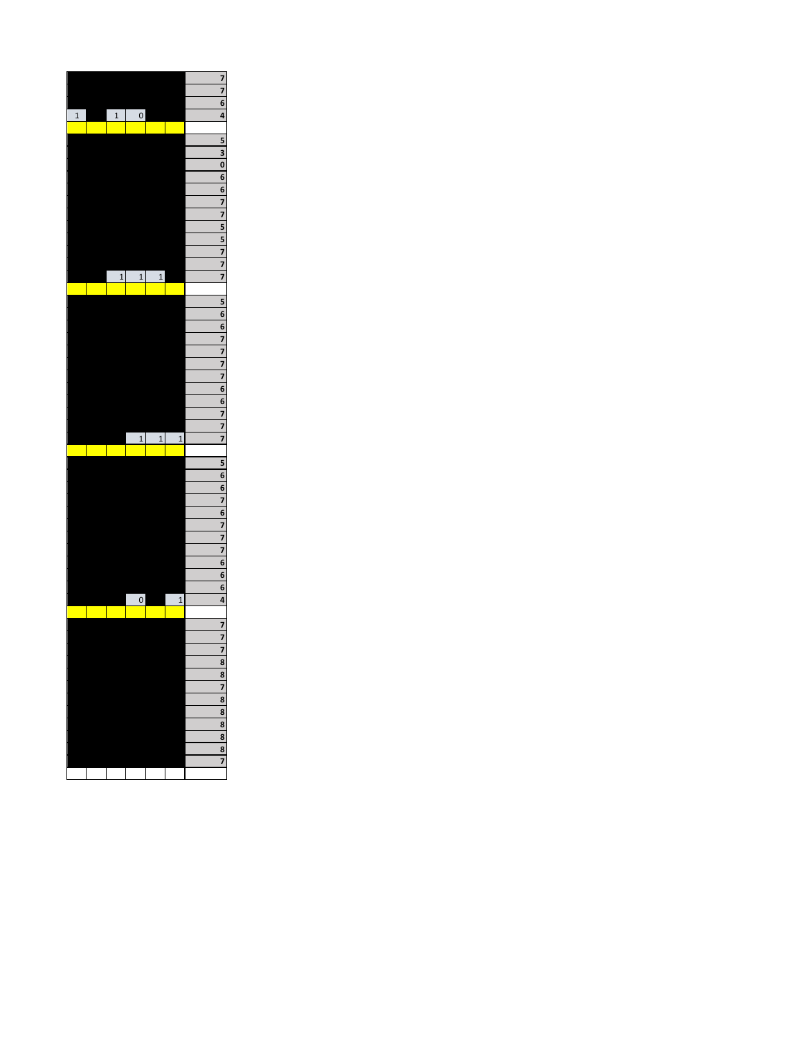| | | | | | | |
|---|---|---|---|---|---|---|
| | | | | | | 7 |
| | | | | | | 7 |
| | | | | | | 6 |
| 1 | | 1 | 0 | | | 4 |
| | | | | | | |
| | | | | | | 5 |
| | | | | | | 3 |
| | | | | | | 0 |
| | | | | | | 6 |
| | | | | | | 6 |
| | | | | | | 7 |
| | | | | | | 7 |
| | | | | | | 5 |
| | | | | | | 5 |
| | | | | | | 7 |
| | | | | | | 7 |
| | | 1 | 1 | 1 | | 7 |
| | | | | | | |
| | | | | | | 5 |
| | | | | | | 6 |
| | | | | | | 6 |
| | | | | | | 7 |
| | | | | | | 7 |
| | | | | | | 7 |
| | | | | | | 7 |
| | | | | | | 6 |
| | | | | | | 6 |
| | | | | | | 7 |
| | | | | | | 7 |
| | | | 1 | 1 | 1 | 7 |
| | | | | | | |
| | | | | | | 5 |
| | | | | | | 6 |
| | | | | | | 6 |
| | | | | | | 7 |
| | | | | | | 6 |
| | | | | | | 7 |
| | | | | | | 7 |
| | | | | | | 7 |
| | | | | | | 6 |
| | | | | | | 6 |
| | | | | | | 6 |
| | | | 0 | | 1 | 4 |
| | | | | | | |
| | | | | | | 7 |
| | | | | | | 7 |
| | | | | | | 7 |
| | | | | | | 8 |
| | | | | | | 8 |
| | | | | | | 7 |
| | | | | | | 8 |
| | | | | | | 8 |
| | | | | | | 8 |
| | | | | | | 8 |
| | | | | | | 8 |
| | | | | | | 7 |
| | | | | | | |